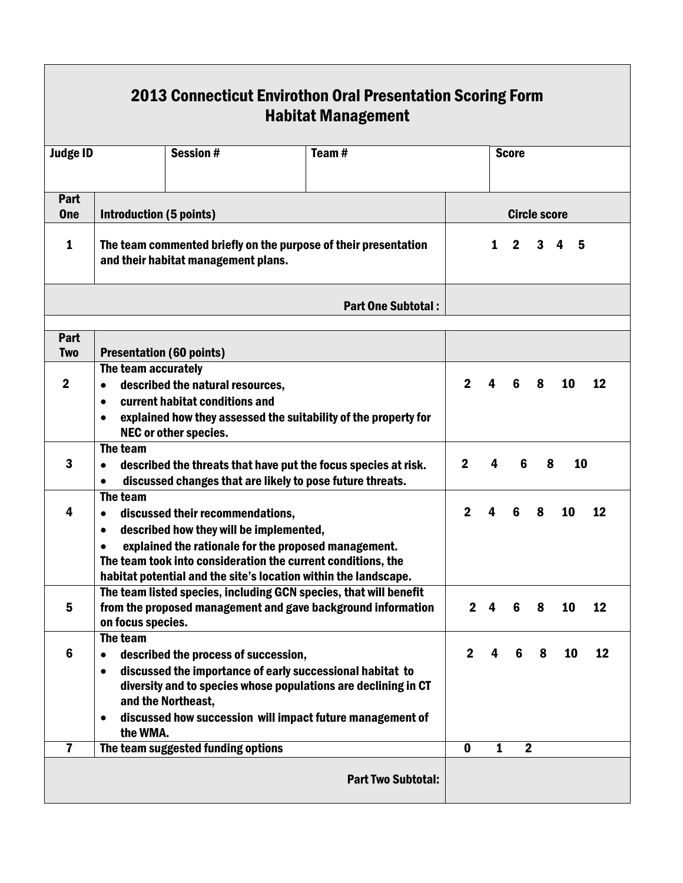# 2013 Connecticut Envirothon Oral Presentation Scoring Form
## Habitat Management

| Judge ID | Session # | Team # | Score |
|---|---|---|---|
| | | | |

| Part One | Introduction (5 points) | Circle score |
|---|---|---|
| 1 | The team commented briefly on the purpose of their presentation and their habitat management plans. | 1 2 3 4 5 |
| | **Part One Subtotal :** | |

| Part Two | Presentation (60 points) | |
|---|---|---|
| 2 | The team accurately<br>• described the natural resources,<br>• current habitat conditions and<br>• explained how they assessed the suitability of the property for NEC or other species. | 2 4 6 8 10 12 |
| 3 | The team<br>• described the threats that have put the focus species at risk.<br>• discussed changes that are likely to pose future threats. | 2 4 6 8 10 |
| 4 | The team<br>• discussed their recommendations,<br>• described how they will be implemented,<br>• explained the rationale for the proposed management.<br>The team took into consideration the current conditions, the habitat potential and the site's location within the landscape. | 2 4 6 8 10 12 |
| 5 | The team listed species, including GCN species, that will benefit from the proposed management and gave background information on focus species. | 2 4 6 8 10 12 |
| 6 | The team<br>• described the process of succession,<br>• discussed the importance of early successional habitat to diversity and to species whose populations are declining in CT and the Northeast,<br>• discussed how succession will impact future management of the WMA. | 2 4 6 8 10 12 |
| 7 | The team suggested funding options | 0 1 2 |
| | **Part Two Subtotal:** | |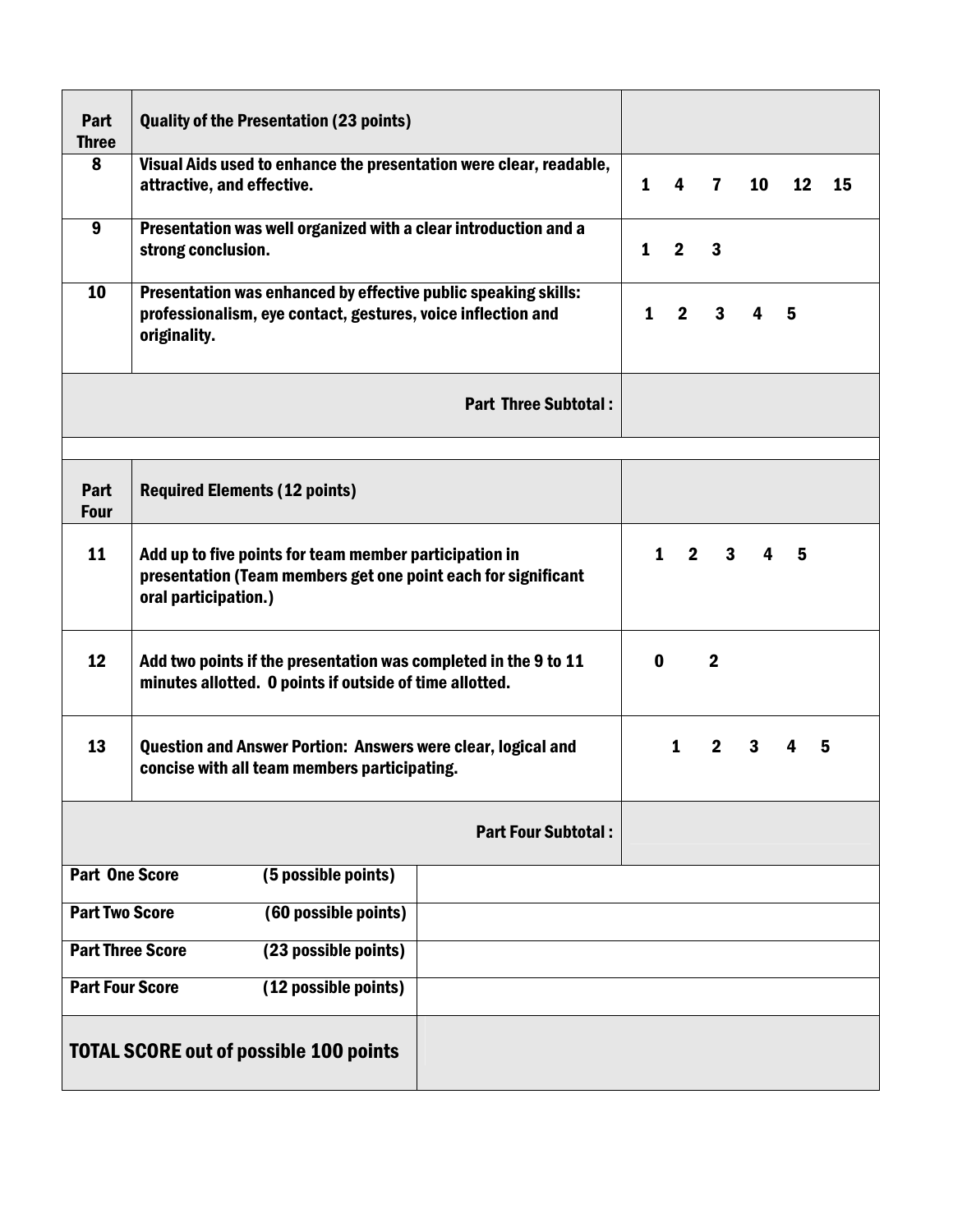| | | |
|---|---|---|
| **Part Three** | **Quality of the Presentation (23 points)** | |
| 8 | Visual Aids used to enhance the presentation were clear, readable, attractive, and effective. | 1 4 7 10 12 15 |
| 9 | Presentation was well organized with a clear introduction and a strong conclusion. | 1 2 3 |
| 10 | Presentation was enhanced by effective public speaking skills: professionalism, eye contact, gestures, voice inflection and originality. | 1 2 3 4 5 |
| | **Part Three Subtotal :** | |
| | | |
| **Part Four** | **Required Elements (12 points)** | |
| 11 | Add up to five points for team member participation in presentation (Team members get one point each for significant oral participation.) | 1 2 3 4 5 |
| 12 | Add two points if the presentation was completed in the 9 to 11 minutes allotted. 0 points if outside of time allotted. | 0 2 |
| 13 | Question and Answer Portion: Answers were clear, logical and concise with all team members participating. | 1 2 3 4 5 |
| | **Part Four Subtotal :** | |

| | | |
|---|---|---|
| **Part One Score** | **(5 possible points)** | |
| **Part Two Score** | **(60 possible points)** | |
| **Part Three Score** | **(23 possible points)** | |
| **Part Four Score** | **(12 possible points)** | |
| **TOTAL SCORE out of possible 100 points** | | |